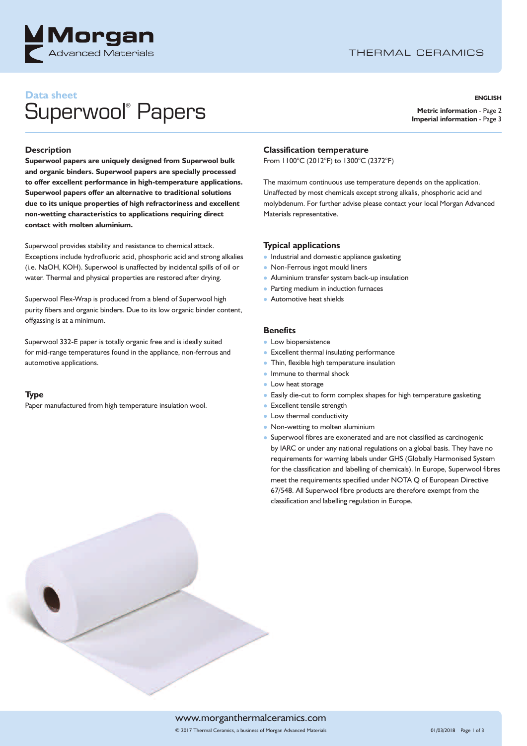Morgan Advanced Materials

THERMAL CERAMICS

Data sheet

# Superwool® Papers

**ENGLISH**

**Metric information** - Page 2
**Imperial information** - Page 3

## Description

**Superwool papers are uniquely designed from Superwool bulk and organic binders. Superwool papers are specially processed to offer excellent performance in high-temperature applications. Superwool papers offer an alternative to traditional solutions due to its unique properties of high refractoriness and excellent non-wetting characteristics to applications requiring direct contact with molten aluminium.**

Superwool provides stability and resistance to chemical attack. Exceptions include hydrofluoric acid, phosphoric acid and strong alkalies (i.e. NaOH, KOH). Superwool is unaffected by incidental spills of oil or water. Thermal and physical properties are restored after drying.

Superwool Flex-Wrap is produced from a blend of Superwool high purity fibers and organic binders. Due to its low organic binder content, offgassing is at a minimum.

Superwool 332-E paper is totally organic free and is ideally suited for mid-range temperatures found in the appliance, non-ferrous and automotive applications.

## Type

Paper manufactured from high temperature insulation wool.

## Classification temperature

From 1100°C (2012°F) to 1300°C (2372°F)

The maximum continuous use temperature depends on the application. Unaffected by most chemicals except strong alkalis, phosphoric acid and molybdenum. For further advise please contact your local Morgan Advanced Materials representative.

## Typical applications

- Industrial and domestic appliance gasketing
- Non-Ferrous ingot mould liners
- Aluminium transfer system back-up insulation
- Parting medium in induction furnaces
- Automotive heat shields

## Benefits

- Low biopersistence
- Excellent thermal insulating performance
- Thin, flexible high temperature insulation
- Immune to thermal shock
- Low heat storage
- Easily die-cut to form complex shapes for high temperature gasketing
- Excellent tensile strength
- Low thermal conductivity
- Non-wetting to molten aluminium
- Superwool fibres are exonerated and are not classified as carcinogenic by IARC or under any national regulations on a global basis. They have no requirements for warning labels under GHS (Globally Harmonised System for the classification and labelling of chemicals). In Europe, Superwool fibres meet the requirements specified under NOTA Q of European Directive 67/548. All Superwool fibre products are therefore exempt from the classification and labelling regulation in Europe.

www.morganthermalceramics.com

© 2017 Thermal Ceramics, a business of Morgan Advanced Materials

01/03/2018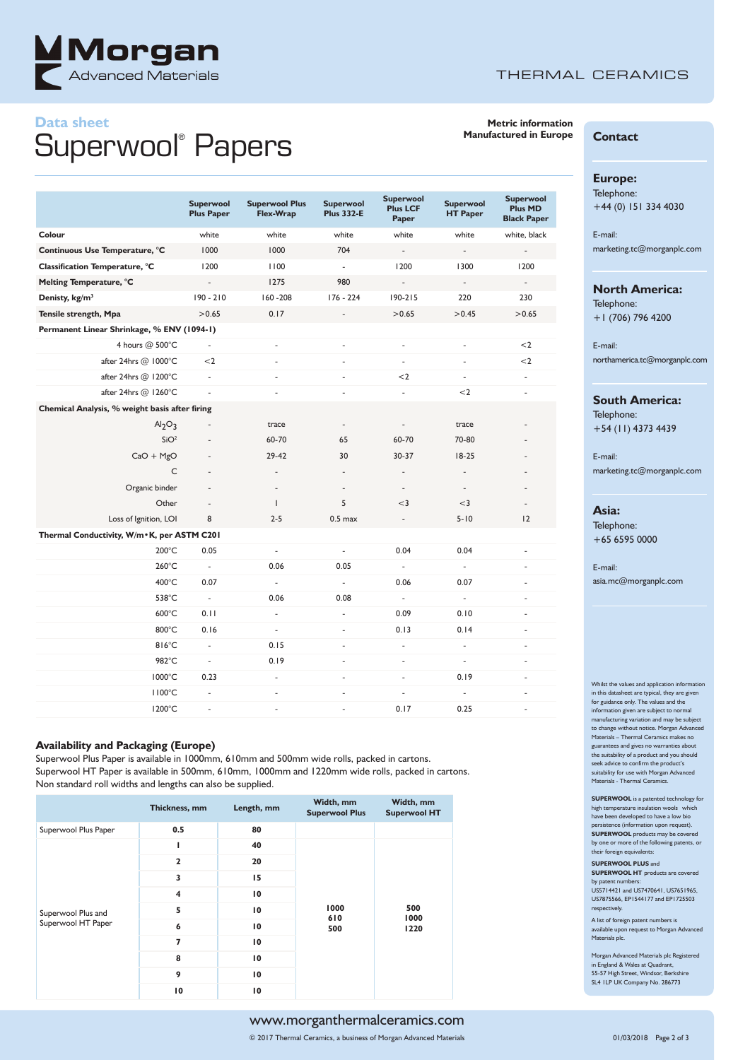Data sheet

# Superwool® Papers

**Metric information**
**Manufactured in Europe**

| | Superwool Plus Paper | Superwool Plus Flex-Wrap | Superwool Plus 332-E | Superwool Plus LCF Paper | Superwool HT Paper | Superwool Plus MD Black Paper |
|---|---|---|---|---|---|---|
| **Colour** | white | white | white | white | white | white, black |
| **Continuous Use Temperature, °C** | 1000 | 1000 | 704 | - | - | - |
| **Classification Temperature, °C** | 1200 | 1100 | - | 1200 | 1300 | 1200 |
| **Melting Temperature, °C** | - | 1275 | 980 | - | - | - |
| **Denisty, kg/m³** | 190 - 210 | 160 -208 | 176 - 224 | 190-215 | 220 | 230 |
| **Tensile strength, Mpa** | >0.65 | 0.17 | - | >0.65 | >0.45 | >0.65 |
| **Permanent Linear Shrinkage, % ENV (1094-1)** | | | | | | |
| 4 hours @ 500°C | - | - | - | - | - | <2 |
| after 24hrs @ 1000°C | <2 | - | - | - | - | <2 |
| after 24hrs @ 1200°C | - | - | - | <2 | - | - |
| after 24hrs @ 1260°C | - | - | - | - | <2 | - |
| **Chemical Analysis, % weight basis after firing** | | | | | | |
| $Al_2O_3$ | - | trace | - | - | trace | - |
| $SiO^2$ | - | 60-70 | 65 | 60-70 | 70-80 | - |
| CaO + MgO | - | 29-42 | 30 | 30-37 | 18-25 | - |
| C | - | - | - | - | - | - |
| Organic binder | - | - | - | - | - | - |
| Other | - | 1 | 5 | <3 | <3 | - |
| Loss of Ignition, LOI | 8 | 2-5 | 0.5 max | - | 5-10 | 12 |
| **Thermal Conductivity, W/m•K, per ASTM C201** | | | | | | |
| 200°C | 0.05 | - | - | 0.04 | 0.04 | - |
| 260°C | - | 0.06 | 0.05 | - | - | - |
| 400°C | 0.07 | - | - | 0.06 | 0.07 | - |
| 538°C | - | 0.06 | 0.08 | - | - | - |
| 600°C | 0.11 | - | - | 0.09 | 0.10 | - |
| 800°C | 0.16 | - | - | 0.13 | 0.14 | - |
| 816°C | - | 0.15 | - | - | - | - |
| 982°C | - | 0.19 | - | - | - | - |
| 1000°C | 0.23 | - | - | - | 0.19 | - |
| 1100°C | - | - | - | - | - | - |
| 1200°C | - | - | - | 0.17 | 0.25 | - |

## Availability and Packaging (Europe)

Superwool Plus Paper is available in 1000mm, 610mm and 500mm wide rolls, packed in cartons.
Superwool HT Paper is available in 500mm, 610mm, 1000mm and 1220mm wide rolls, packed in cartons.
Non standard roll widths and lengths can also be supplied.

| | Thickness, mm | Length, mm | Width, mm Superwool Plus | Width, mm Superwool HT |
|---|---|---|---|---|
| Superwool Plus Paper | **0.5** | **80** | | |
| Superwool Plus and Superwool HT Paper | **1** | **40** | **1000 610 500** | **500 1000 1220** |
| | **2** | **20** | | |
| | **3** | **15** | | |
| | **4** | **10** | | |
| | **5** | **10** | | |
| | **6** | **10** | | |
| | **7** | **10** | | |
| | **8** | **10** | | |
| | **9** | **10** | | |
| | **10** | **10** | | |

## Contact

**Europe:**
Telephone:
+44 (0) 151 334 4030

E-mail:
marketing.tc@morganplc.com

**North America:**
Telephone:
+1 (706) 796 4200

E-mail:
northamerica.tc@morganplc.com

**South America:**
Telephone:
+54 (11) 4373 4439

E-mail:
marketing.tc@morganplc.com

**Asia:**
Telephone:
+65 6595 0000

E-mail:
asia.mc@morganplc.com

Whilst the values and application information in this datasheet are typical, they are given for guidance only. The values and the information given are subject to normal manufacturing variation and may be subject to change without notice. Morgan Advanced Materials – Thermal Ceramics makes no guarantees and gives no warranties about the suitability of a product and you should seek advice to confirm the product's suitability for use with Morgan Advanced Materials - Thermal Ceramics.

**SUPERWOOL** is a patented technology for high temperature insulation wools which have been developed to have a low bio persistence (information upon request). **SUPERWOOL** products may be covered by one or more of the following patents, or their foreign equivalents:

**SUPERWOOL PLUS** and **SUPERWOOL HT** products are covered by patent numbers: US5714421 and US7470641, US7651965, US7875566, EP1544177 and EP1725503 respectively.

A list of foreign patent numbers is available upon request to Morgan Advanced Materials plc.

Morgan Advanced Materials plc Registered in England & Wales at Quadrant, 55-57 High Street, Windsor, Berkshire SL4 1LP UK Company No. 286773

www.morganthermalceramics.com

© 2017 Thermal Ceramics, a business of Morgan Advanced Materials

01/03/2018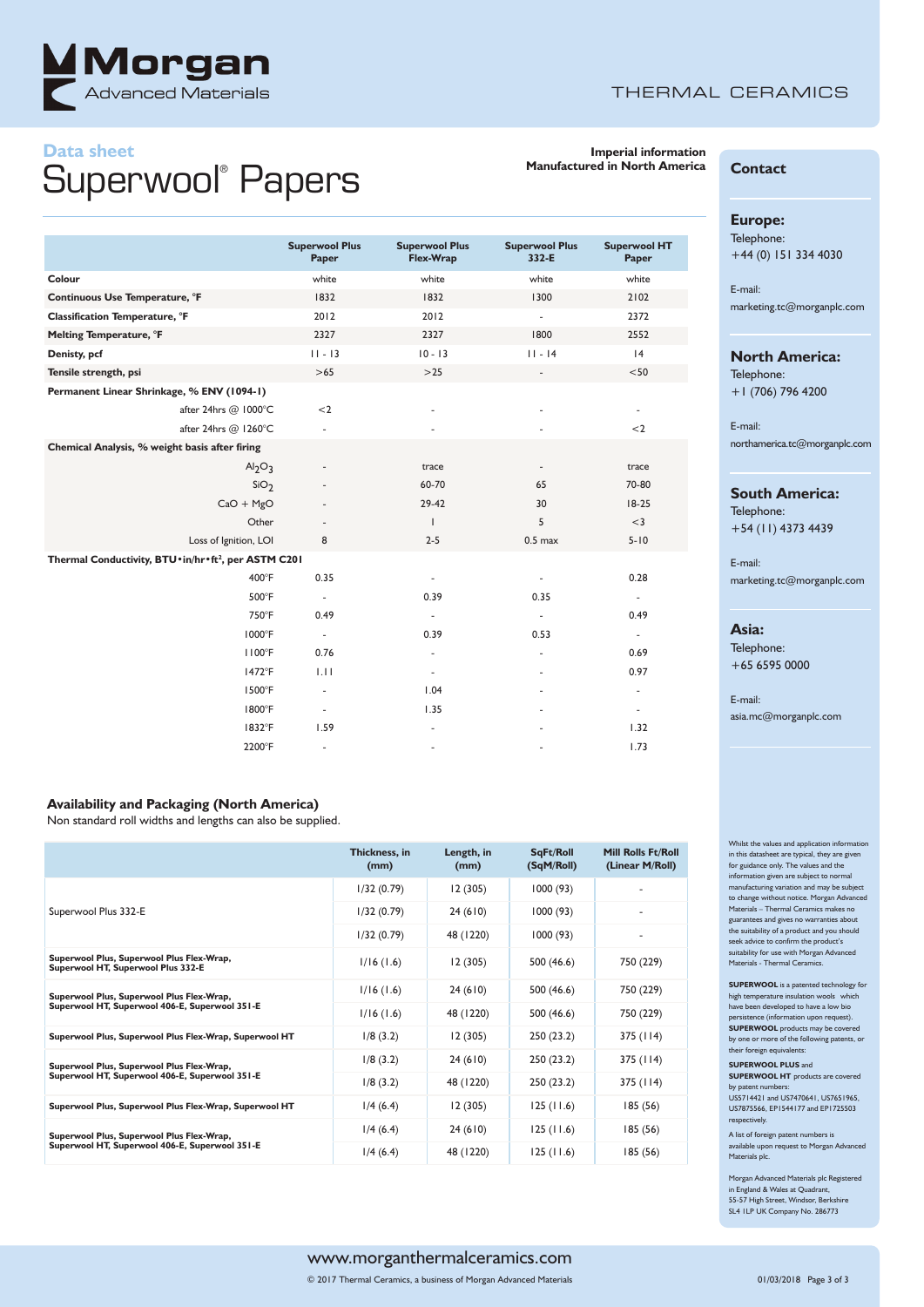Morgan Advanced Materials

THERMAL CERAMICS

## Data sheet

# Superwool® Papers

**Imperial information**
**Manufactured in North America**

| | Superwool Plus Paper | Superwool Plus Flex-Wrap | Superwool Plus 332-E | Superwool HT Paper |
|---|---|---|---|---|
| **Colour** | white | white | white | white |
| **Continuous Use Temperature, °F** | 1832 | 1832 | 1300 | 2102 |
| **Classification Temperature, °F** | 2012 | 2012 | - | 2372 |
| **Melting Temperature, °F** | 2327 | 2327 | 1800 | 2552 |
| **Denisty, pcf** | 11 - 13 | 10 - 13 | 11 - 14 | 14 |
| **Tensile strength, psi** | >65 | >25 | - | <50 |
| **Permanent Linear Shrinkage, % ENV (1094-1)** | | | | |
| after 24hrs @ 1000°C | <2 | - | - | - |
| after 24hrs @ 1260°C | - | - | - | <2 |
| **Chemical Analysis, % weight basis after firing** | | | | |
| $Al_2O_3$ | - | trace | - | trace |
| $SiO_2$ | - | 60-70 | 65 | 70-80 |
| CaO + MgO | - | 29-42 | 30 | 18-25 |
| Other | - | 1 | 5 | <3 |
| Loss of Ignition, LOI | 8 | 2-5 | 0.5 max | 5-10 |
| **Thermal Conductivity, BTU•in/hr•ft², per ASTM C201** | | | | |
| 400°F | 0.35 | - | - | 0.28 |
| 500°F | - | 0.39 | 0.35 | - |
| 750°F | 0.49 | - | - | 0.49 |
| 1000°F | - | 0.39 | 0.53 | - |
| 1100°F | 0.76 | - | - | 0.69 |
| 1472°F | 1.11 | - | - | 0.97 |
| 1500°F | - | 1.04 | - | - |
| 1800°F | - | 1.35 | - | - |
| 1832°F | 1.59 | - | - | 1.32 |
| 2200°F | - | - | - | 1.73 |

### Availability and Packaging (North America)

Non standard roll widths and lengths can also be supplied.

| | Thickness, in (mm) | Length, in (mm) | SqFt/Roll (SqM/Roll) | Mill Rolls Ft/Roll (Linear M/Roll) |
|---|---|---|---|---|
| Superwool Plus 332-E | 1/32 (0.79) | 12 (305) | 1000 (93) | - |
| | 1/32 (0.79) | 24 (610) | 1000 (93) | - |
| | 1/32 (0.79) | 48 (1220) | 1000 (93) | - |
| **Superwool Plus, Superwool Plus Flex-Wrap, Superwool HT, Superwool Plus 332-E** | 1/16 (1.6) | 12 (305) | 500 (46.6) | 750 (229) |
| **Superwool Plus, Superwool Plus Flex-Wrap, Superwool HT, Superwool 406-E, Superwool 351-E** | 1/16 (1.6) | 24 (610) | 500 (46.6) | 750 (229) |
| | 1/16 (1.6) | 48 (1220) | 500 (46.6) | 750 (229) |
| **Superwool Plus, Superwool Plus Flex-Wrap, Superwool HT** | 1/8 (3.2) | 12 (305) | 250 (23.2) | 375 (114) |
| **Superwool Plus, Superwool Plus Flex-Wrap, Superwool HT, Superwool 406-E, Superwool 351-E** | 1/8 (3.2) | 24 (610) | 250 (23.2) | 375 (114) |
| | 1/8 (3.2) | 48 (1220) | 250 (23.2) | 375 (114) |
| **Superwool Plus, Superwool Plus Flex-Wrap, Superwool HT** | 1/4 (6.4) | 12 (305) | 125 (11.6) | 185 (56) |
| **Superwool Plus, Superwool Plus Flex-Wrap, Superwool HT, Superwool 406-E, Superwool 351-E** | 1/4 (6.4) | 24 (610) | 125 (11.6) | 185 (56) |
| | 1/4 (6.4) | 48 (1220) | 125 (11.6) | 185 (56) |

## Contact

### Europe:
Telephone:
+44 (0) 151 334 4030

E-mail:
marketing.tc@morganplc.com

### North America:
Telephone:
+1 (706) 796 4200

E-mail:
northamerica.tc@morganplc.com

### South America:
Telephone:
+54 (11) 4373 4439

E-mail:
marketing.tc@morganplc.com

### Asia:
Telephone:
+65 6595 0000

E-mail:
asia.mc@morganplc.com

Whilst the values and application information in this datasheet are typical, they are given for guidance only. The values and the information given are subject to normal manufacturing variation and may be subject to change without notice. Morgan Advanced Materials – Thermal Ceramics makes no guarantees and gives no warranties about the suitability of a product and you should seek advice to confirm the product's suitability for use with Morgan Advanced Materials - Thermal Ceramics.

**SUPERWOOL** is a patented technology for high temperature insulation wools which have been developed to have a low bio persistence (information upon request). **SUPERWOOL** products may be covered by one or more of the following patents, or their foreign equivalents:

**SUPERWOOL PLUS** and **SUPERWOOL HT** products are covered by patent numbers: US5714421 and US7470641, US7651965, US7875566, EP1544177 and EP1725503 respectively.

A list of foreign patent numbers is available upon request to Morgan Advanced Materials plc.

Morgan Advanced Materials plc Registered in England & Wales at Quadrant, 55-57 High Street, Windsor, Berkshire SL4 1LP UK Company No. 286773

www.morganthermalceramics.com

© 2017 Thermal Ceramics, a business of Morgan Advanced Materials

01/03/2018